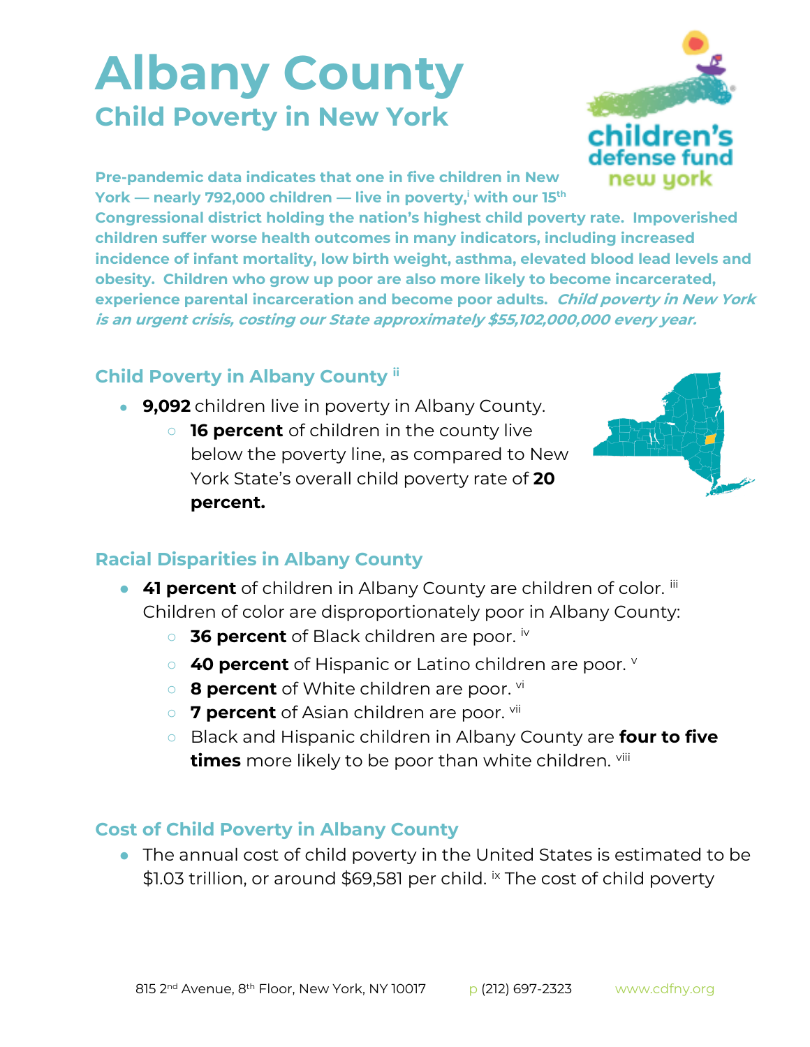# Albany County

## Child Poverty in New York

**Pre-pandemic data indicates that one in five children in New York — nearly 792,000 children — live in poverty,[i] with our 15th Congressional district holding the nation's highest child poverty rate. Impoverished children suffer worse health outcomes in many indicators, including increased incidence of infant mortality, low birth weight, asthma, elevated blood lead levels and obesity. Children who grow up poor are also more likely to become incarcerated, experience parental incarceration and become poor adults. *Child poverty in New York is an urgent crisis, costing our State approximately $55,102,000,000 every year.***

### Child Poverty in Albany County [ii]

- **9,092** children live in poverty in Albany County.
  - **16 percent** of children in the county live below the poverty line, as compared to New York State's overall child poverty rate of **20 percent.**

### Racial Disparities in Albany County

- **41 percent** of children in Albany County are children of color. [iii] Children of color are disproportionately poor in Albany County:
  - **36 percent** of Black children are poor. [iv]
  - **40 percent** of Hispanic or Latino children are poor. [v]
  - **8 percent** of White children are poor. [vi]
  - **7 percent** of Asian children are poor. [vii]
  - Black and Hispanic children in Albany County are **four to five times** more likely to be poor than white children. [viii]

### Cost of Child Poverty in Albany County

- The annual cost of child poverty in the United States is estimated to be $1.03 trillion, or around $69,581 per child. [ix] The cost of child poverty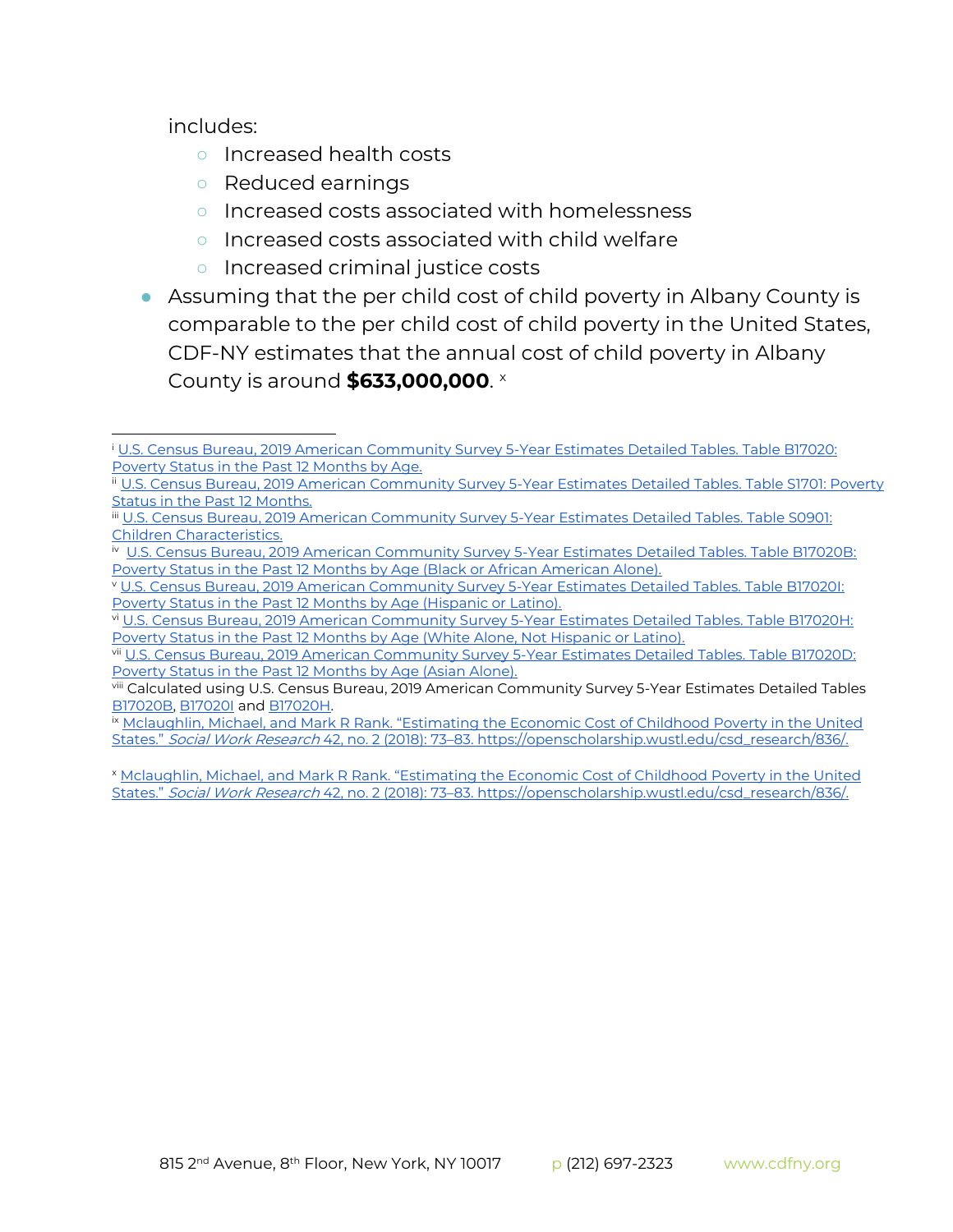includes:

- Increased health costs
- Reduced earnings
- Increased costs associated with homelessness
- Increased costs associated with child welfare
- Increased criminal justice costs

- Assuming that the per child cost of child poverty in Albany County is comparable to the per child cost of child poverty in the United States, CDF-NY estimates that the annual cost of child poverty in Albany County is around **$633,000,000**. [x]

---

[i] U.S. Census Bureau, 2019 American Community Survey 5-Year Estimates Detailed Tables. Table B17020: Poverty Status in the Past 12 Months by Age.

[ii] U.S. Census Bureau, 2019 American Community Survey 5-Year Estimates Detailed Tables. Table S1701: Poverty Status in the Past 12 Months.

[iii] U.S. Census Bureau, 2019 American Community Survey 5-Year Estimates Detailed Tables. Table S0901: Children Characteristics.

[iv] U.S. Census Bureau, 2019 American Community Survey 5-Year Estimates Detailed Tables. Table B17020B: Poverty Status in the Past 12 Months by Age (Black or African American Alone).

[v] U.S. Census Bureau, 2019 American Community Survey 5-Year Estimates Detailed Tables. Table B17020I: Poverty Status in the Past 12 Months by Age (Hispanic or Latino).

[vi] U.S. Census Bureau, 2019 American Community Survey 5-Year Estimates Detailed Tables. Table B17020H: Poverty Status in the Past 12 Months by Age (White Alone, Not Hispanic or Latino).

[vii] U.S. Census Bureau, 2019 American Community Survey 5-Year Estimates Detailed Tables. Table B17020D: Poverty Status in the Past 12 Months by Age (Asian Alone).

[viii] Calculated using U.S. Census Bureau, 2019 American Community Survey 5-Year Estimates Detailed Tables B17020B, B17020I and B17020H.

[ix] Mclaughlin, Michael, and Mark R Rank. "Estimating the Economic Cost of Childhood Poverty in the United States." *Social Work Research* 42, no. 2 (2018): 73–83. https://openscholarship.wustl.edu/csd_research/836/.

[x] Mclaughlin, Michael, and Mark R Rank. "Estimating the Economic Cost of Childhood Poverty in the United States." *Social Work Research* 42, no. 2 (2018): 73–83. https://openscholarship.wustl.edu/csd_research/836/.

815 2nd Avenue, 8th Floor, New York, NY 10017 p (212) 697-2323 www.cdfny.org